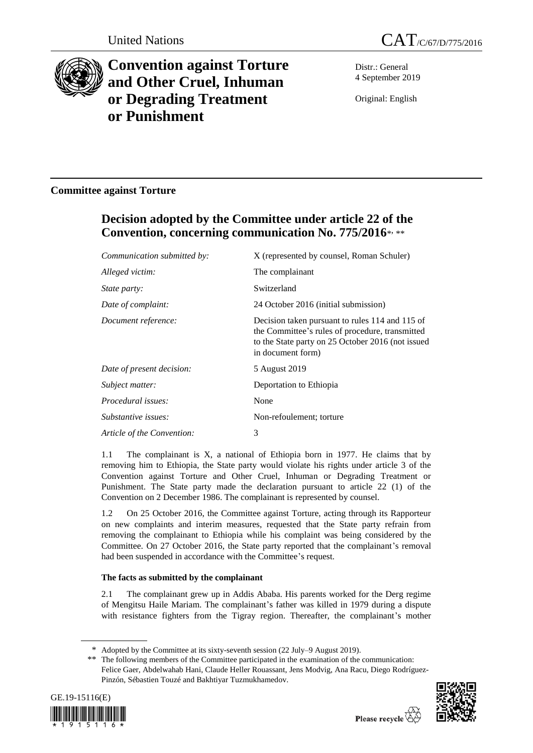United Nations

CAT/C/67/D/775/2016

# Convention against Torture and Other Cruel, Inhuman or Degrading Treatment or Punishment

Distr.: General
4 September 2019

Original: English

## Committee against Torture

## Decision adopted by the Committee under article 22 of the Convention, concerning communication No. 775/2016*, **

| | |
|---|---|
| *Communication submitted by:* | X (represented by counsel, Roman Schuler) |
| *Alleged victim:* | The complainant |
| *State party:* | Switzerland |
| *Date of complaint:* | 24 October 2016 (initial submission) |
| *Document reference:* | Decision taken pursuant to rules 114 and 115 of the Committee's rules of procedure, transmitted to the State party on 25 October 2016 (not issued in document form) |
| *Date of present decision:* | 5 August 2019 |
| *Subject matter:* | Deportation to Ethiopia |
| *Procedural issues:* | None |
| *Substantive issues:* | Non-refoulement; torture |
| *Article of the Convention:* | 3 |

1.1 The complainant is X, a national of Ethiopia born in 1977. He claims that by removing him to Ethiopia, the State party would violate his rights under article 3 of the Convention against Torture and Other Cruel, Inhuman or Degrading Treatment or Punishment. The State party made the declaration pursuant to article 22 (1) of the Convention on 2 December 1986. The complainant is represented by counsel.

1.2 On 25 October 2016, the Committee against Torture, acting through its Rapporteur on new complaints and interim measures, requested that the State party refrain from removing the complainant to Ethiopia while his complaint was being considered by the Committee. On 27 October 2016, the State party reported that the complainant's removal had been suspended in accordance with the Committee's request.

### The facts as submitted by the complainant

2.1 The complainant grew up in Addis Ababa. His parents worked for the Derg regime of Mengitsu Haile Mariam. The complainant's father was killed in 1979 during a dispute with resistance fighters from the Tigray region. Thereafter, the complainant's mother

\* Adopted by the Committee at its sixty-seventh session (22 July–9 August 2019).

\*\* The following members of the Committee participated in the examination of the communication: Felice Gaer, Abdelwahab Hani, Claude Heller Rouassant, Jens Modvig, Ana Racu, Diego Rodríguez-Pinzón, Sébastien Touzé and Bakhtiyar Tuzmukhamedov.

GE.19-15116(E)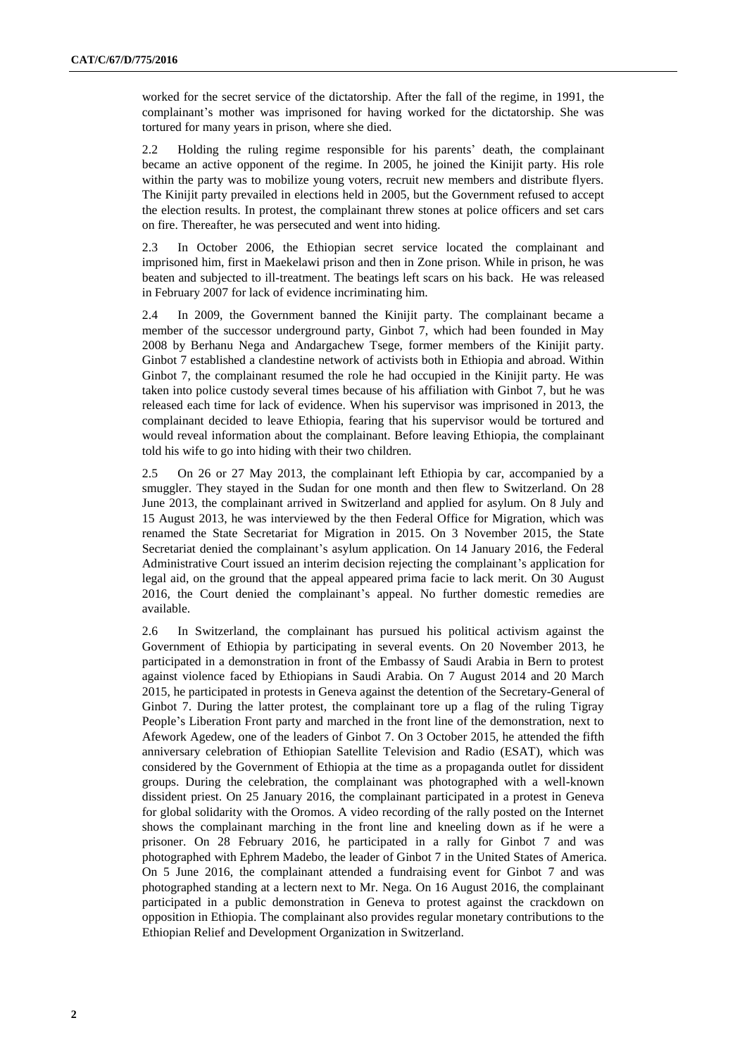worked for the secret service of the dictatorship. After the fall of the regime, in 1991, the complainant's mother was imprisoned for having worked for the dictatorship. She was tortured for many years in prison, where she died.

2.2 Holding the ruling regime responsible for his parents' death, the complainant became an active opponent of the regime. In 2005, he joined the Kinijit party. His role within the party was to mobilize young voters, recruit new members and distribute flyers. The Kinijit party prevailed in elections held in 2005, but the Government refused to accept the election results. In protest, the complainant threw stones at police officers and set cars on fire. Thereafter, he was persecuted and went into hiding.

2.3 In October 2006, the Ethiopian secret service located the complainant and imprisoned him, first in Maekelawi prison and then in Zone prison. While in prison, he was beaten and subjected to ill-treatment. The beatings left scars on his back. He was released in February 2007 for lack of evidence incriminating him.

2.4 In 2009, the Government banned the Kinijit party. The complainant became a member of the successor underground party, Ginbot 7, which had been founded in May 2008 by Berhanu Nega and Andargachew Tsege, former members of the Kinijit party. Ginbot 7 established a clandestine network of activists both in Ethiopia and abroad. Within Ginbot 7, the complainant resumed the role he had occupied in the Kinijit party. He was taken into police custody several times because of his affiliation with Ginbot 7, but he was released each time for lack of evidence. When his supervisor was imprisoned in 2013, the complainant decided to leave Ethiopia, fearing that his supervisor would be tortured and would reveal information about the complainant. Before leaving Ethiopia, the complainant told his wife to go into hiding with their two children.

2.5 On 26 or 27 May 2013, the complainant left Ethiopia by car, accompanied by a smuggler. They stayed in the Sudan for one month and then flew to Switzerland. On 28 June 2013, the complainant arrived in Switzerland and applied for asylum. On 8 July and 15 August 2013, he was interviewed by the then Federal Office for Migration, which was renamed the State Secretariat for Migration in 2015. On 3 November 2015, the State Secretariat denied the complainant's asylum application. On 14 January 2016, the Federal Administrative Court issued an interim decision rejecting the complainant's application for legal aid, on the ground that the appeal appeared prima facie to lack merit. On 30 August 2016, the Court denied the complainant's appeal. No further domestic remedies are available.

2.6 In Switzerland, the complainant has pursued his political activism against the Government of Ethiopia by participating in several events. On 20 November 2013, he participated in a demonstration in front of the Embassy of Saudi Arabia in Bern to protest against violence faced by Ethiopians in Saudi Arabia. On 7 August 2014 and 20 March 2015, he participated in protests in Geneva against the detention of the Secretary-General of Ginbot 7. During the latter protest, the complainant tore up a flag of the ruling Tigray People's Liberation Front party and marched in the front line of the demonstration, next to Afework Agedew, one of the leaders of Ginbot 7. On 3 October 2015, he attended the fifth anniversary celebration of Ethiopian Satellite Television and Radio (ESAT), which was considered by the Government of Ethiopia at the time as a propaganda outlet for dissident groups. During the celebration, the complainant was photographed with a well-known dissident priest. On 25 January 2016, the complainant participated in a protest in Geneva for global solidarity with the Oromos. A video recording of the rally posted on the Internet shows the complainant marching in the front line and kneeling down as if he were a prisoner. On 28 February 2016, he participated in a rally for Ginbot 7 and was photographed with Ephrem Madebo, the leader of Ginbot 7 in the United States of America. On 5 June 2016, the complainant attended a fundraising event for Ginbot 7 and was photographed standing at a lectern next to Mr. Nega. On 16 August 2016, the complainant participated in a public demonstration in Geneva to protest against the crackdown on opposition in Ethiopia. The complainant also provides regular monetary contributions to the Ethiopian Relief and Development Organization in Switzerland.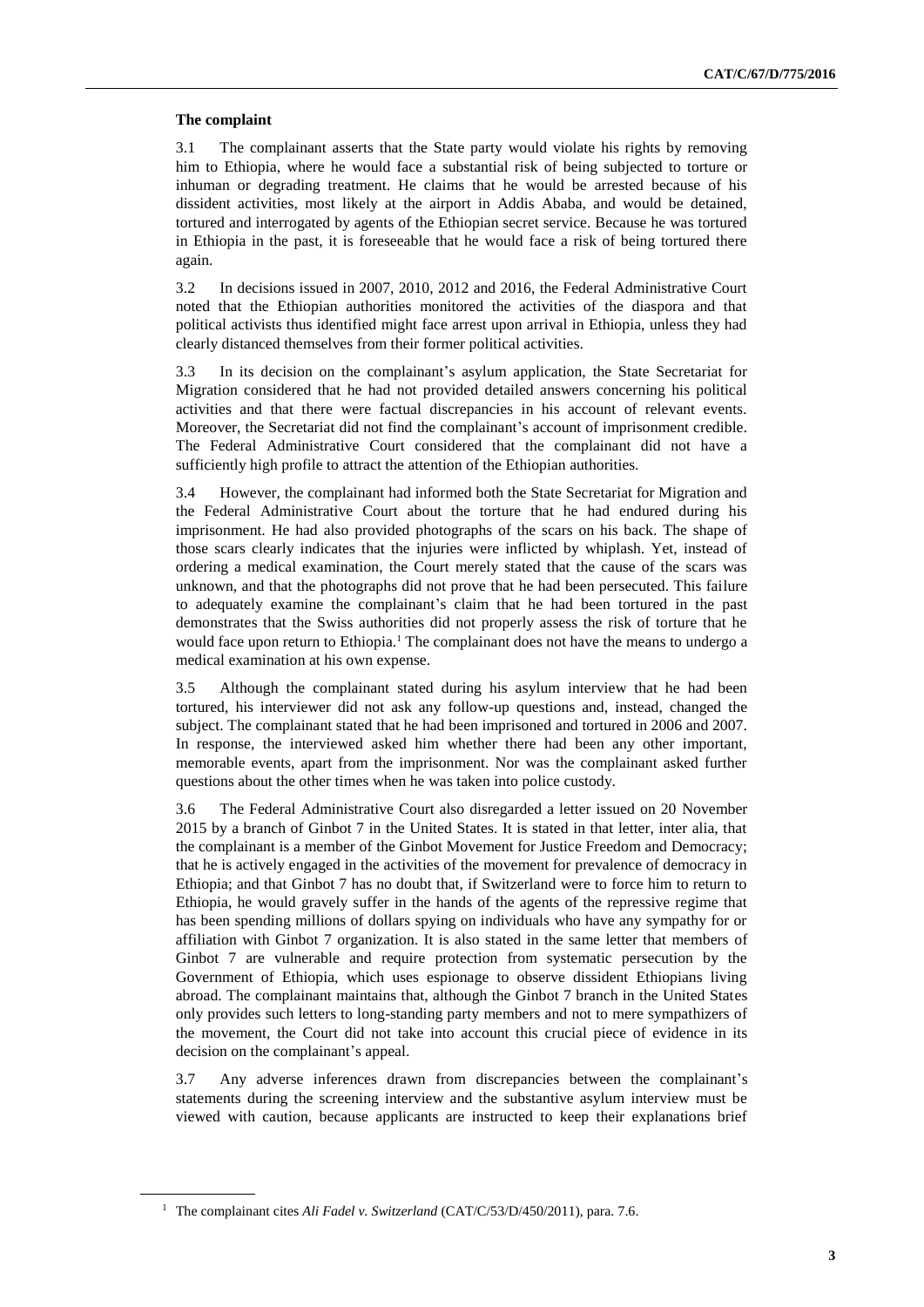### The complaint

3.1 The complainant asserts that the State party would violate his rights by removing him to Ethiopia, where he would face a substantial risk of being subjected to torture or inhuman or degrading treatment. He claims that he would be arrested because of his dissident activities, most likely at the airport in Addis Ababa, and would be detained, tortured and interrogated by agents of the Ethiopian secret service. Because he was tortured in Ethiopia in the past, it is foreseeable that he would face a risk of being tortured there again.

3.2 In decisions issued in 2007, 2010, 2012 and 2016, the Federal Administrative Court noted that the Ethiopian authorities monitored the activities of the diaspora and that political activists thus identified might face arrest upon arrival in Ethiopia, unless they had clearly distanced themselves from their former political activities.

3.3 In its decision on the complainant's asylum application, the State Secretariat for Migration considered that he had not provided detailed answers concerning his political activities and that there were factual discrepancies in his account of relevant events. Moreover, the Secretariat did not find the complainant's account of imprisonment credible. The Federal Administrative Court considered that the complainant did not have a sufficiently high profile to attract the attention of the Ethiopian authorities.

3.4 However, the complainant had informed both the State Secretariat for Migration and the Federal Administrative Court about the torture that he had endured during his imprisonment. He had also provided photographs of the scars on his back. The shape of those scars clearly indicates that the injuries were inflicted by whiplash. Yet, instead of ordering a medical examination, the Court merely stated that the cause of the scars was unknown, and that the photographs did not prove that he had been persecuted. This failure to adequately examine the complainant's claim that he had been tortured in the past demonstrates that the Swiss authorities did not properly assess the risk of torture that he would face upon return to Ethiopia.[1] The complainant does not have the means to undergo a medical examination at his own expense.

3.5 Although the complainant stated during his asylum interview that he had been tortured, his interviewer did not ask any follow-up questions and, instead, changed the subject. The complainant stated that he had been imprisoned and tortured in 2006 and 2007. In response, the interviewed asked him whether there had been any other important, memorable events, apart from the imprisonment. Nor was the complainant asked further questions about the other times when he was taken into police custody.

3.6 The Federal Administrative Court also disregarded a letter issued on 20 November 2015 by a branch of Ginbot 7 in the United States. It is stated in that letter, inter alia, that the complainant is a member of the Ginbot Movement for Justice Freedom and Democracy; that he is actively engaged in the activities of the movement for prevalence of democracy in Ethiopia; and that Ginbot 7 has no doubt that, if Switzerland were to force him to return to Ethiopia, he would gravely suffer in the hands of the agents of the repressive regime that has been spending millions of dollars spying on individuals who have any sympathy for or affiliation with Ginbot 7 organization. It is also stated in the same letter that members of Ginbot 7 are vulnerable and require protection from systematic persecution by the Government of Ethiopia, which uses espionage to observe dissident Ethiopians living abroad. The complainant maintains that, although the Ginbot 7 branch in the United States only provides such letters to long-standing party members and not to mere sympathizers of the movement, the Court did not take into account this crucial piece of evidence in its decision on the complainant's appeal.

3.7 Any adverse inferences drawn from discrepancies between the complainant's statements during the screening interview and the substantive asylum interview must be viewed with caution, because applicants are instructed to keep their explanations brief

[1] The complainant cites *Ali Fadel v. Switzerland* (CAT/C/53/D/450/2011), para. 7.6.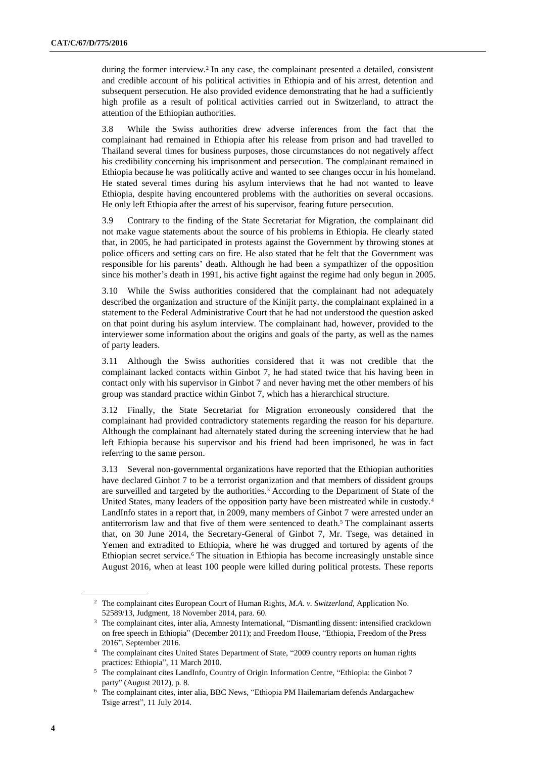during the former interview.[2] In any case, the complainant presented a detailed, consistent and credible account of his political activities in Ethiopia and of his arrest, detention and subsequent persecution. He also provided evidence demonstrating that he had a sufficiently high profile as a result of political activities carried out in Switzerland, to attract the attention of the Ethiopian authorities.

3.8 While the Swiss authorities drew adverse inferences from the fact that the complainant had remained in Ethiopia after his release from prison and had travelled to Thailand several times for business purposes, those circumstances do not negatively affect his credibility concerning his imprisonment and persecution. The complainant remained in Ethiopia because he was politically active and wanted to see changes occur in his homeland. He stated several times during his asylum interviews that he had not wanted to leave Ethiopia, despite having encountered problems with the authorities on several occasions. He only left Ethiopia after the arrest of his supervisor, fearing future persecution.

3.9 Contrary to the finding of the State Secretariat for Migration, the complainant did not make vague statements about the source of his problems in Ethiopia. He clearly stated that, in 2005, he had participated in protests against the Government by throwing stones at police officers and setting cars on fire. He also stated that he felt that the Government was responsible for his parents' death. Although he had been a sympathizer of the opposition since his mother's death in 1991, his active fight against the regime had only begun in 2005.

3.10 While the Swiss authorities considered that the complainant had not adequately described the organization and structure of the Kinijit party, the complainant explained in a statement to the Federal Administrative Court that he had not understood the question asked on that point during his asylum interview. The complainant had, however, provided to the interviewer some information about the origins and goals of the party, as well as the names of party leaders.

3.11 Although the Swiss authorities considered that it was not credible that the complainant lacked contacts within Ginbot 7, he had stated twice that his having been in contact only with his supervisor in Ginbot 7 and never having met the other members of his group was standard practice within Ginbot 7, which has a hierarchical structure.

3.12 Finally, the State Secretariat for Migration erroneously considered that the complainant had provided contradictory statements regarding the reason for his departure. Although the complainant had alternately stated during the screening interview that he had left Ethiopia because his supervisor and his friend had been imprisoned, he was in fact referring to the same person.

3.13 Several non-governmental organizations have reported that the Ethiopian authorities have declared Ginbot 7 to be a terrorist organization and that members of dissident groups are surveilled and targeted by the authorities.[3] According to the Department of State of the United States, many leaders of the opposition party have been mistreated while in custody.[4] LandInfo states in a report that, in 2009, many members of Ginbot 7 were arrested under an antiterrorism law and that five of them were sentenced to death.[5] The complainant asserts that, on 30 June 2014, the Secretary-General of Ginbot 7, Mr. Tsege, was detained in Yemen and extradited to Ethiopia, where he was drugged and tortured by agents of the Ethiopian secret service.[6] The situation in Ethiopia has become increasingly unstable since August 2016, when at least 100 people were killed during political protests. These reports

---

[2] The complainant cites European Court of Human Rights, *M.A. v. Switzerland*, Application No. 52589/13, Judgment, 18 November 2014, para. 60.

[3] The complainant cites, inter alia, Amnesty International, "Dismantling dissent: intensified crackdown on free speech in Ethiopia" (December 2011); and Freedom House, "Ethiopia, Freedom of the Press 2016", September 2016.

[4] The complainant cites United States Department of State, "2009 country reports on human rights practices: Ethiopia", 11 March 2010.

[5] The complainant cites LandInfo, Country of Origin Information Centre, "Ethiopia: the Ginbot 7 party" (August 2012), p. 8.

[6] The complainant cites, inter alia, BBC News, "Ethiopia PM Hailemariam defends Andargachew Tsige arrest", 11 July 2014.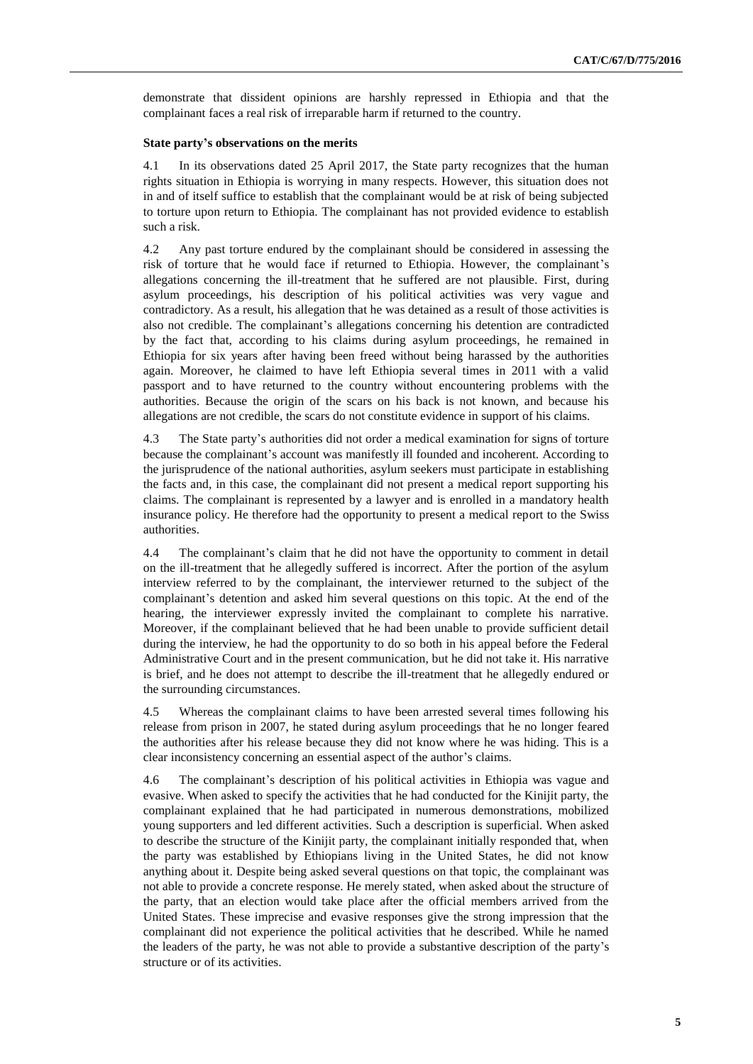demonstrate that dissident opinions are harshly repressed in Ethiopia and that the complainant faces a real risk of irreparable harm if returned to the country.

**State party's observations on the merits**

4.1 In its observations dated 25 April 2017, the State party recognizes that the human rights situation in Ethiopia is worrying in many respects. However, this situation does not in and of itself suffice to establish that the complainant would be at risk of being subjected to torture upon return to Ethiopia. The complainant has not provided evidence to establish such a risk.

4.2 Any past torture endured by the complainant should be considered in assessing the risk of torture that he would face if returned to Ethiopia. However, the complainant's allegations concerning the ill-treatment that he suffered are not plausible. First, during asylum proceedings, his description of his political activities was very vague and contradictory. As a result, his allegation that he was detained as a result of those activities is also not credible. The complainant's allegations concerning his detention are contradicted by the fact that, according to his claims during asylum proceedings, he remained in Ethiopia for six years after having been freed without being harassed by the authorities again. Moreover, he claimed to have left Ethiopia several times in 2011 with a valid passport and to have returned to the country without encountering problems with the authorities. Because the origin of the scars on his back is not known, and because his allegations are not credible, the scars do not constitute evidence in support of his claims.

4.3 The State party's authorities did not order a medical examination for signs of torture because the complainant's account was manifestly ill founded and incoherent. According to the jurisprudence of the national authorities, asylum seekers must participate in establishing the facts and, in this case, the complainant did not present a medical report supporting his claims. The complainant is represented by a lawyer and is enrolled in a mandatory health insurance policy. He therefore had the opportunity to present a medical report to the Swiss authorities.

4.4 The complainant's claim that he did not have the opportunity to comment in detail on the ill-treatment that he allegedly suffered is incorrect. After the portion of the asylum interview referred to by the complainant, the interviewer returned to the subject of the complainant's detention and asked him several questions on this topic. At the end of the hearing, the interviewer expressly invited the complainant to complete his narrative. Moreover, if the complainant believed that he had been unable to provide sufficient detail during the interview, he had the opportunity to do so both in his appeal before the Federal Administrative Court and in the present communication, but he did not take it. His narrative is brief, and he does not attempt to describe the ill-treatment that he allegedly endured or the surrounding circumstances.

4.5 Whereas the complainant claims to have been arrested several times following his release from prison in 2007, he stated during asylum proceedings that he no longer feared the authorities after his release because they did not know where he was hiding. This is a clear inconsistency concerning an essential aspect of the author's claims.

4.6 The complainant's description of his political activities in Ethiopia was vague and evasive. When asked to specify the activities that he had conducted for the Kinijit party, the complainant explained that he had participated in numerous demonstrations, mobilized young supporters and led different activities. Such a description is superficial. When asked to describe the structure of the Kinijit party, the complainant initially responded that, when the party was established by Ethiopians living in the United States, he did not know anything about it. Despite being asked several questions on that topic, the complainant was not able to provide a concrete response. He merely stated, when asked about the structure of the party, that an election would take place after the official members arrived from the United States. These imprecise and evasive responses give the strong impression that the complainant did not experience the political activities that he described. While he named the leaders of the party, he was not able to provide a substantive description of the party's structure or of its activities.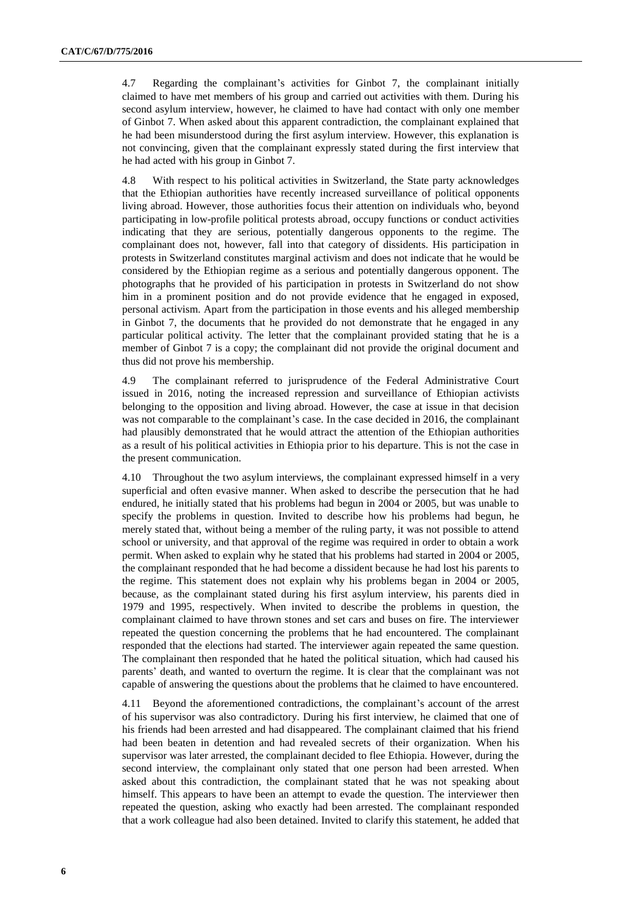4.7 Regarding the complainant's activities for Ginbot 7, the complainant initially claimed to have met members of his group and carried out activities with them. During his second asylum interview, however, he claimed to have had contact with only one member of Ginbot 7. When asked about this apparent contradiction, the complainant explained that he had been misunderstood during the first asylum interview. However, this explanation is not convincing, given that the complainant expressly stated during the first interview that he had acted with his group in Ginbot 7.

4.8 With respect to his political activities in Switzerland, the State party acknowledges that the Ethiopian authorities have recently increased surveillance of political opponents living abroad. However, those authorities focus their attention on individuals who, beyond participating in low-profile political protests abroad, occupy functions or conduct activities indicating that they are serious, potentially dangerous opponents to the regime. The complainant does not, however, fall into that category of dissidents. His participation in protests in Switzerland constitutes marginal activism and does not indicate that he would be considered by the Ethiopian regime as a serious and potentially dangerous opponent. The photographs that he provided of his participation in protests in Switzerland do not show him in a prominent position and do not provide evidence that he engaged in exposed, personal activism. Apart from the participation in those events and his alleged membership in Ginbot 7, the documents that he provided do not demonstrate that he engaged in any particular political activity. The letter that the complainant provided stating that he is a member of Ginbot 7 is a copy; the complainant did not provide the original document and thus did not prove his membership.

4.9 The complainant referred to jurisprudence of the Federal Administrative Court issued in 2016, noting the increased repression and surveillance of Ethiopian activists belonging to the opposition and living abroad. However, the case at issue in that decision was not comparable to the complainant's case. In the case decided in 2016, the complainant had plausibly demonstrated that he would attract the attention of the Ethiopian authorities as a result of his political activities in Ethiopia prior to his departure. This is not the case in the present communication.

4.10 Throughout the two asylum interviews, the complainant expressed himself in a very superficial and often evasive manner. When asked to describe the persecution that he had endured, he initially stated that his problems had begun in 2004 or 2005, but was unable to specify the problems in question. Invited to describe how his problems had begun, he merely stated that, without being a member of the ruling party, it was not possible to attend school or university, and that approval of the regime was required in order to obtain a work permit. When asked to explain why he stated that his problems had started in 2004 or 2005, the complainant responded that he had become a dissident because he had lost his parents to the regime. This statement does not explain why his problems began in 2004 or 2005, because, as the complainant stated during his first asylum interview, his parents died in 1979 and 1995, respectively. When invited to describe the problems in question, the complainant claimed to have thrown stones and set cars and buses on fire. The interviewer repeated the question concerning the problems that he had encountered. The complainant responded that the elections had started. The interviewer again repeated the same question. The complainant then responded that he hated the political situation, which had caused his parents' death, and wanted to overturn the regime. It is clear that the complainant was not capable of answering the questions about the problems that he claimed to have encountered.

4.11 Beyond the aforementioned contradictions, the complainant's account of the arrest of his supervisor was also contradictory. During his first interview, he claimed that one of his friends had been arrested and had disappeared. The complainant claimed that his friend had been beaten in detention and had revealed secrets of their organization. When his supervisor was later arrested, the complainant decided to flee Ethiopia. However, during the second interview, the complainant only stated that one person had been arrested. When asked about this contradiction, the complainant stated that he was not speaking about himself. This appears to have been an attempt to evade the question. The interviewer then repeated the question, asking who exactly had been arrested. The complainant responded that a work colleague had also been detained. Invited to clarify this statement, he added that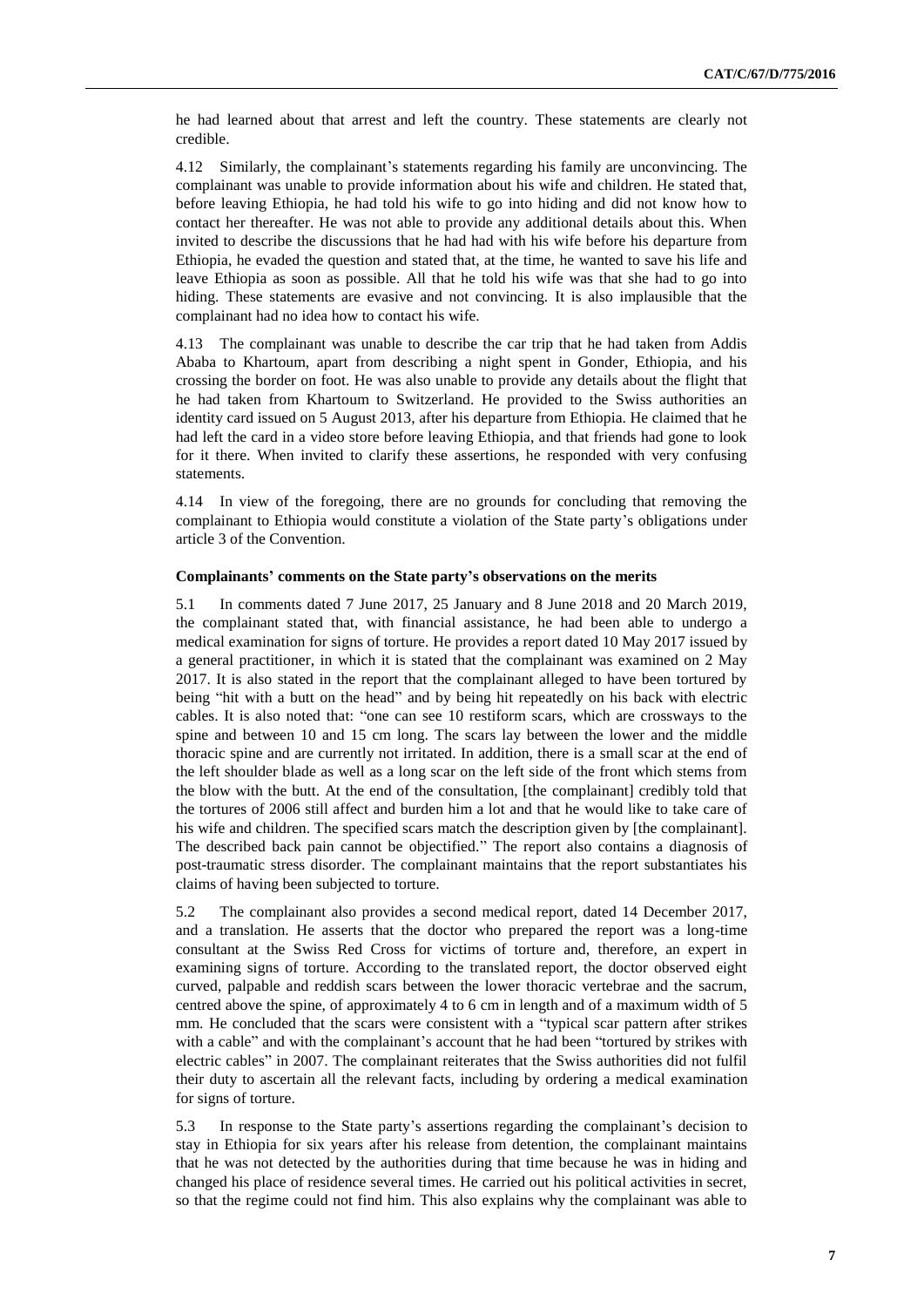he had learned about that arrest and left the country. These statements are clearly not credible.

4.12 Similarly, the complainant's statements regarding his family are unconvincing. The complainant was unable to provide information about his wife and children. He stated that, before leaving Ethiopia, he had told his wife to go into hiding and did not know how to contact her thereafter. He was not able to provide any additional details about this. When invited to describe the discussions that he had had with his wife before his departure from Ethiopia, he evaded the question and stated that, at the time, he wanted to save his life and leave Ethiopia as soon as possible. All that he told his wife was that she had to go into hiding. These statements are evasive and not convincing. It is also implausible that the complainant had no idea how to contact his wife.

4.13 The complainant was unable to describe the car trip that he had taken from Addis Ababa to Khartoum, apart from describing a night spent in Gonder, Ethiopia, and his crossing the border on foot. He was also unable to provide any details about the flight that he had taken from Khartoum to Switzerland. He provided to the Swiss authorities an identity card issued on 5 August 2013, after his departure from Ethiopia. He claimed that he had left the card in a video store before leaving Ethiopia, and that friends had gone to look for it there. When invited to clarify these assertions, he responded with very confusing statements.

4.14 In view of the foregoing, there are no grounds for concluding that removing the complainant to Ethiopia would constitute a violation of the State party's obligations under article 3 of the Convention.

### Complainants' comments on the State party's observations on the merits

5.1 In comments dated 7 June 2017, 25 January and 8 June 2018 and 20 March 2019, the complainant stated that, with financial assistance, he had been able to undergo a medical examination for signs of torture. He provides a report dated 10 May 2017 issued by a general practitioner, in which it is stated that the complainant was examined on 2 May 2017. It is also stated in the report that the complainant alleged to have been tortured by being "hit with a butt on the head" and by being hit repeatedly on his back with electric cables. It is also noted that: "one can see 10 restiform scars, which are crossways to the spine and between 10 and 15 cm long. The scars lay between the lower and the middle thoracic spine and are currently not irritated. In addition, there is a small scar at the end of the left shoulder blade as well as a long scar on the left side of the front which stems from the blow with the butt. At the end of the consultation, [the complainant] credibly told that the tortures of 2006 still affect and burden him a lot and that he would like to take care of his wife and children. The specified scars match the description given by [the complainant]. The described back pain cannot be objectified." The report also contains a diagnosis of post-traumatic stress disorder. The complainant maintains that the report substantiates his claims of having been subjected to torture.

5.2 The complainant also provides a second medical report, dated 14 December 2017, and a translation. He asserts that the doctor who prepared the report was a long-time consultant at the Swiss Red Cross for victims of torture and, therefore, an expert in examining signs of torture. According to the translated report, the doctor observed eight curved, palpable and reddish scars between the lower thoracic vertebrae and the sacrum, centred above the spine, of approximately 4 to 6 cm in length and of a maximum width of 5 mm. He concluded that the scars were consistent with a "typical scar pattern after strikes with a cable" and with the complainant's account that he had been "tortured by strikes with electric cables" in 2007. The complainant reiterates that the Swiss authorities did not fulfil their duty to ascertain all the relevant facts, including by ordering a medical examination for signs of torture.

5.3 In response to the State party's assertions regarding the complainant's decision to stay in Ethiopia for six years after his release from detention, the complainant maintains that he was not detected by the authorities during that time because he was in hiding and changed his place of residence several times. He carried out his political activities in secret, so that the regime could not find him. This also explains why the complainant was able to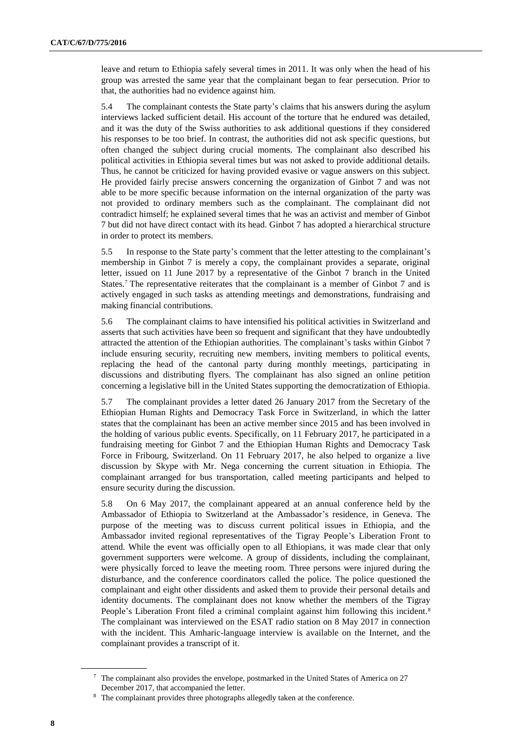leave and return to Ethiopia safely several times in 2011. It was only when the head of his group was arrested the same year that the complainant began to fear persecution. Prior to that, the authorities had no evidence against him.

5.4 The complainant contests the State party's claims that his answers during the asylum interviews lacked sufficient detail. His account of the torture that he endured was detailed, and it was the duty of the Swiss authorities to ask additional questions if they considered his responses to be too brief. In contrast, the authorities did not ask specific questions, but often changed the subject during crucial moments. The complainant also described his political activities in Ethiopia several times but was not asked to provide additional details. Thus, he cannot be criticized for having provided evasive or vague answers on this subject. He provided fairly precise answers concerning the organization of Ginbot 7 and was not able to be more specific because information on the internal organization of the party was not provided to ordinary members such as the complainant. The complainant did not contradict himself; he explained several times that he was an activist and member of Ginbot 7 but did not have direct contact with its head. Ginbot 7 has adopted a hierarchical structure in order to protect its members.

5.5 In response to the State party's comment that the letter attesting to the complainant's membership in Ginbot 7 is merely a copy, the complainant provides a separate, original letter, issued on 11 June 2017 by a representative of the Ginbot 7 branch in the United States.[7] The representative reiterates that the complainant is a member of Ginbot 7 and is actively engaged in such tasks as attending meetings and demonstrations, fundraising and making financial contributions.

5.6 The complainant claims to have intensified his political activities in Switzerland and asserts that such activities have been so frequent and significant that they have undoubtedly attracted the attention of the Ethiopian authorities. The complainant's tasks within Ginbot 7 include ensuring security, recruiting new members, inviting members to political events, replacing the head of the cantonal party during monthly meetings, participating in discussions and distributing flyers. The complainant has also signed an online petition concerning a legislative bill in the United States supporting the democratization of Ethiopia.

5.7 The complainant provides a letter dated 26 January 2017 from the Secretary of the Ethiopian Human Rights and Democracy Task Force in Switzerland, in which the latter states that the complainant has been an active member since 2015 and has been involved in the holding of various public events. Specifically, on 11 February 2017, he participated in a fundraising meeting for Ginbot 7 and the Ethiopian Human Rights and Democracy Task Force in Fribourg, Switzerland. On 11 February 2017, he also helped to organize a live discussion by Skype with Mr. Nega concerning the current situation in Ethiopia. The complainant arranged for bus transportation, called meeting participants and helped to ensure security during the discussion.

5.8 On 6 May 2017, the complainant appeared at an annual conference held by the Ambassador of Ethiopia to Switzerland at the Ambassador's residence, in Geneva. The purpose of the meeting was to discuss current political issues in Ethiopia, and the Ambassador invited regional representatives of the Tigray People's Liberation Front to attend. While the event was officially open to all Ethiopians, it was made clear that only government supporters were welcome. A group of dissidents, including the complainant, were physically forced to leave the meeting room. Three persons were injured during the disturbance, and the conference coordinators called the police. The police questioned the complainant and eight other dissidents and asked them to provide their personal details and identity documents. The complainant does not know whether the members of the Tigray People's Liberation Front filed a criminal complaint against him following this incident.[8] The complainant was interviewed on the ESAT radio station on 8 May 2017 in connection with the incident. This Amharic-language interview is available on the Internet, and the complainant provides a transcript of it.

[7] The complainant also provides the envelope, postmarked in the United States of America on 27 December 2017, that accompanied the letter.

[8] The complainant provides three photographs allegedly taken at the conference.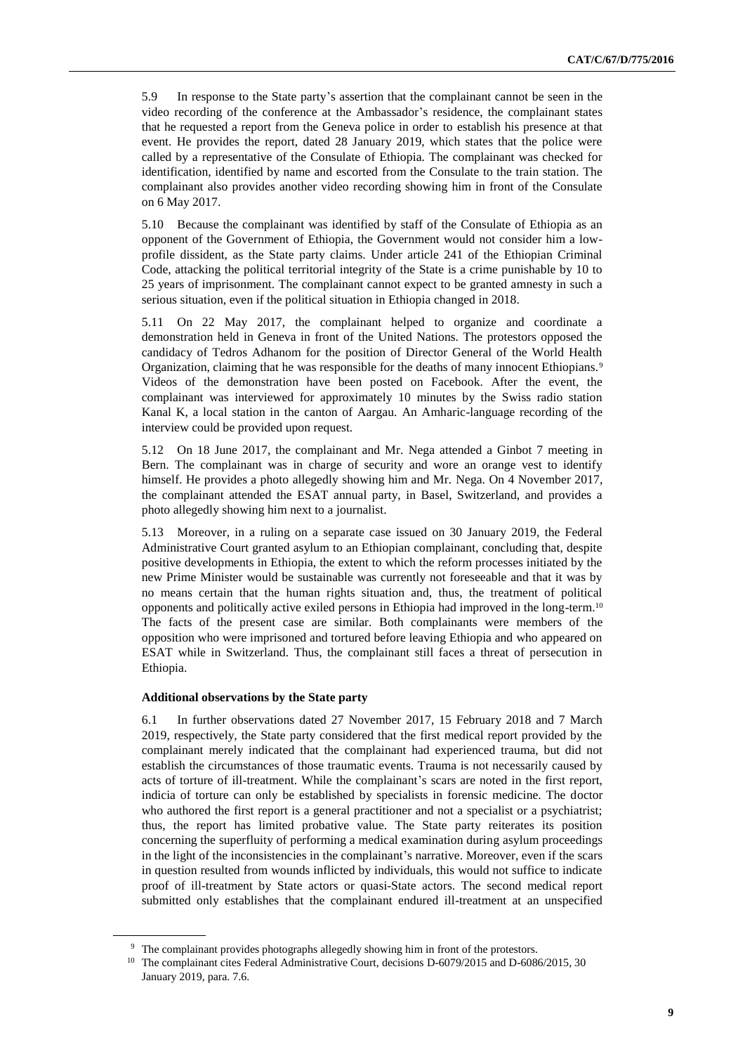5.9 In response to the State party's assertion that the complainant cannot be seen in the video recording of the conference at the Ambassador's residence, the complainant states that he requested a report from the Geneva police in order to establish his presence at that event. He provides the report, dated 28 January 2019, which states that the police were called by a representative of the Consulate of Ethiopia. The complainant was checked for identification, identified by name and escorted from the Consulate to the train station. The complainant also provides another video recording showing him in front of the Consulate on 6 May 2017.

5.10 Because the complainant was identified by staff of the Consulate of Ethiopia as an opponent of the Government of Ethiopia, the Government would not consider him a low-profile dissident, as the State party claims. Under article 241 of the Ethiopian Criminal Code, attacking the political territorial integrity of the State is a crime punishable by 10 to 25 years of imprisonment. The complainant cannot expect to be granted amnesty in such a serious situation, even if the political situation in Ethiopia changed in 2018.

5.11 On 22 May 2017, the complainant helped to organize and coordinate a demonstration held in Geneva in front of the United Nations. The protestors opposed the candidacy of Tedros Adhanom for the position of Director General of the World Health Organization, claiming that he was responsible for the deaths of many innocent Ethiopians.[9] Videos of the demonstration have been posted on Facebook. After the event, the complainant was interviewed for approximately 10 minutes by the Swiss radio station Kanal K, a local station in the canton of Aargau. An Amharic-language recording of the interview could be provided upon request.

5.12 On 18 June 2017, the complainant and Mr. Nega attended a Ginbot 7 meeting in Bern. The complainant was in charge of security and wore an orange vest to identify himself. He provides a photo allegedly showing him and Mr. Nega. On 4 November 2017, the complainant attended the ESAT annual party, in Basel, Switzerland, and provides a photo allegedly showing him next to a journalist.

5.13 Moreover, in a ruling on a separate case issued on 30 January 2019, the Federal Administrative Court granted asylum to an Ethiopian complainant, concluding that, despite positive developments in Ethiopia, the extent to which the reform processes initiated by the new Prime Minister would be sustainable was currently not foreseeable and that it was by no means certain that the human rights situation and, thus, the treatment of political opponents and politically active exiled persons in Ethiopia had improved in the long-term.[10] The facts of the present case are similar. Both complainants were members of the opposition who were imprisoned and tortured before leaving Ethiopia and who appeared on ESAT while in Switzerland. Thus, the complainant still faces a threat of persecution in Ethiopia.

### Additional observations by the State party

6.1 In further observations dated 27 November 2017, 15 February 2018 and 7 March 2019, respectively, the State party considered that the first medical report provided by the complainant merely indicated that the complainant had experienced trauma, but did not establish the circumstances of those traumatic events. Trauma is not necessarily caused by acts of torture of ill-treatment. While the complainant's scars are noted in the first report, indicia of torture can only be established by specialists in forensic medicine. The doctor who authored the first report is a general practitioner and not a specialist or a psychiatrist; thus, the report has limited probative value. The State party reiterates its position concerning the superfluity of performing a medical examination during asylum proceedings in the light of the inconsistencies in the complainant's narrative. Moreover, even if the scars in question resulted from wounds inflicted by individuals, this would not suffice to indicate proof of ill-treatment by State actors or quasi-State actors. The second medical report submitted only establishes that the complainant endured ill-treatment at an unspecified

[9] The complainant provides photographs allegedly showing him in front of the protestors.

[10] The complainant cites Federal Administrative Court, decisions D-6079/2015 and D-6086/2015, 30 January 2019, para. 7.6.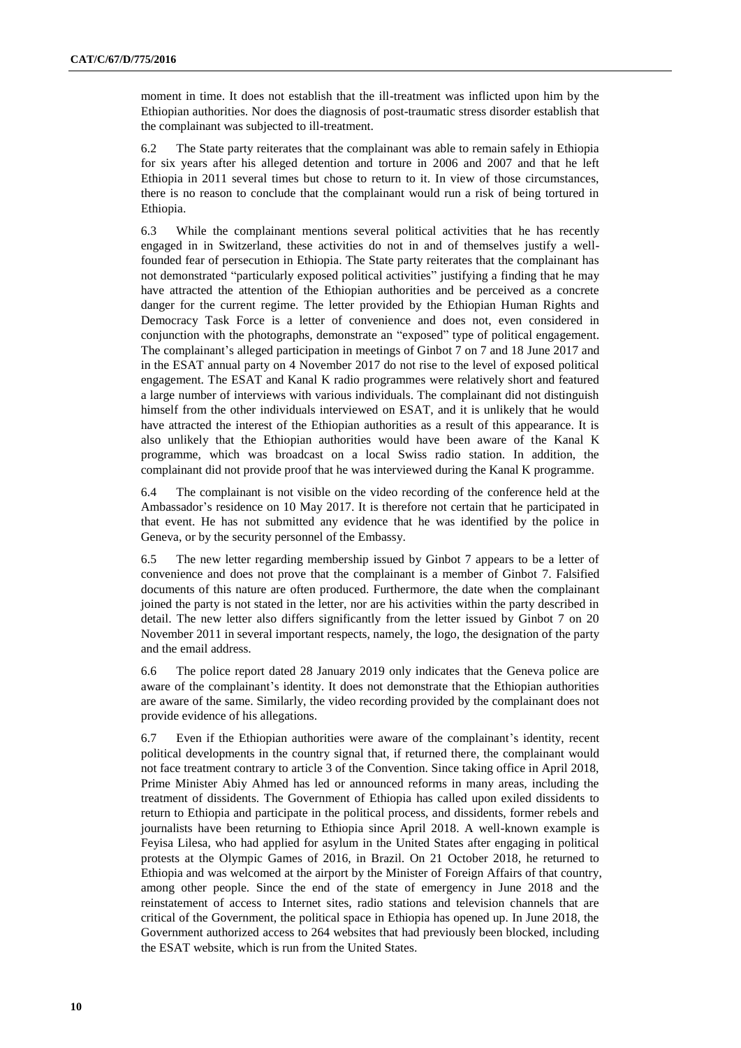moment in time. It does not establish that the ill-treatment was inflicted upon him by the Ethiopian authorities. Nor does the diagnosis of post-traumatic stress disorder establish that the complainant was subjected to ill-treatment.

6.2 The State party reiterates that the complainant was able to remain safely in Ethiopia for six years after his alleged detention and torture in 2006 and 2007 and that he left Ethiopia in 2011 several times but chose to return to it. In view of those circumstances, there is no reason to conclude that the complainant would run a risk of being tortured in Ethiopia.

6.3 While the complainant mentions several political activities that he has recently engaged in in Switzerland, these activities do not in and of themselves justify a well-founded fear of persecution in Ethiopia. The State party reiterates that the complainant has not demonstrated "particularly exposed political activities" justifying a finding that he may have attracted the attention of the Ethiopian authorities and be perceived as a concrete danger for the current regime. The letter provided by the Ethiopian Human Rights and Democracy Task Force is a letter of convenience and does not, even considered in conjunction with the photographs, demonstrate an "exposed" type of political engagement. The complainant's alleged participation in meetings of Ginbot 7 on 7 and 18 June 2017 and in the ESAT annual party on 4 November 2017 do not rise to the level of exposed political engagement. The ESAT and Kanal K radio programmes were relatively short and featured a large number of interviews with various individuals. The complainant did not distinguish himself from the other individuals interviewed on ESAT, and it is unlikely that he would have attracted the interest of the Ethiopian authorities as a result of this appearance. It is also unlikely that the Ethiopian authorities would have been aware of the Kanal K programme, which was broadcast on a local Swiss radio station. In addition, the complainant did not provide proof that he was interviewed during the Kanal K programme.

6.4 The complainant is not visible on the video recording of the conference held at the Ambassador's residence on 10 May 2017. It is therefore not certain that he participated in that event. He has not submitted any evidence that he was identified by the police in Geneva, or by the security personnel of the Embassy.

6.5 The new letter regarding membership issued by Ginbot 7 appears to be a letter of convenience and does not prove that the complainant is a member of Ginbot 7. Falsified documents of this nature are often produced. Furthermore, the date when the complainant joined the party is not stated in the letter, nor are his activities within the party described in detail. The new letter also differs significantly from the letter issued by Ginbot 7 on 20 November 2011 in several important respects, namely, the logo, the designation of the party and the email address.

6.6 The police report dated 28 January 2019 only indicates that the Geneva police are aware of the complainant's identity. It does not demonstrate that the Ethiopian authorities are aware of the same. Similarly, the video recording provided by the complainant does not provide evidence of his allegations.

6.7 Even if the Ethiopian authorities were aware of the complainant's identity, recent political developments in the country signal that, if returned there, the complainant would not face treatment contrary to article 3 of the Convention. Since taking office in April 2018, Prime Minister Abiy Ahmed has led or announced reforms in many areas, including the treatment of dissidents. The Government of Ethiopia has called upon exiled dissidents to return to Ethiopia and participate in the political process, and dissidents, former rebels and journalists have been returning to Ethiopia since April 2018. A well-known example is Feyisa Lilesa, who had applied for asylum in the United States after engaging in political protests at the Olympic Games of 2016, in Brazil. On 21 October 2018, he returned to Ethiopia and was welcomed at the airport by the Minister of Foreign Affairs of that country, among other people. Since the end of the state of emergency in June 2018 and the reinstatement of access to Internet sites, radio stations and television channels that are critical of the Government, the political space in Ethiopia has opened up. In June 2018, the Government authorized access to 264 websites that had previously been blocked, including the ESAT website, which is run from the United States.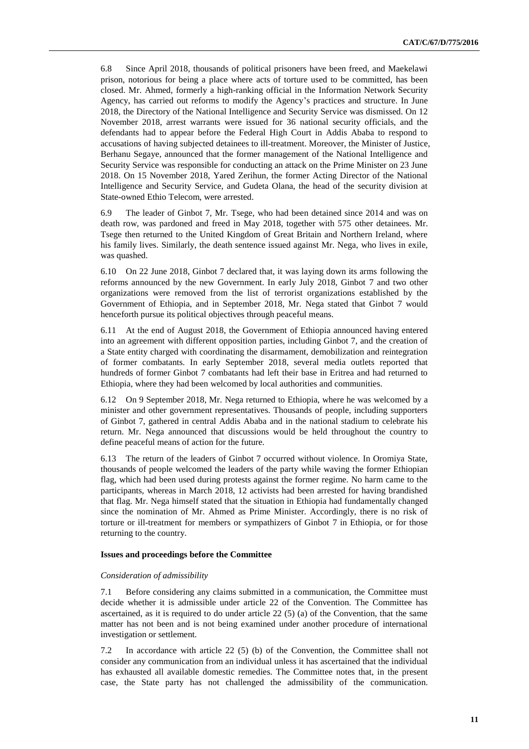6.8 Since April 2018, thousands of political prisoners have been freed, and Maekelawi prison, notorious for being a place where acts of torture used to be committed, has been closed. Mr. Ahmed, formerly a high-ranking official in the Information Network Security Agency, has carried out reforms to modify the Agency's practices and structure. In June 2018, the Directory of the National Intelligence and Security Service was dismissed. On 12 November 2018, arrest warrants were issued for 36 national security officials, and the defendants had to appear before the Federal High Court in Addis Ababa to respond to accusations of having subjected detainees to ill-treatment. Moreover, the Minister of Justice, Berhanu Segaye, announced that the former management of the National Intelligence and Security Service was responsible for conducting an attack on the Prime Minister on 23 June 2018. On 15 November 2018, Yared Zerihun, the former Acting Director of the National Intelligence and Security Service, and Gudeta Olana, the head of the security division at State-owned Ethio Telecom, were arrested.

6.9 The leader of Ginbot 7, Mr. Tsege, who had been detained since 2014 and was on death row, was pardoned and freed in May 2018, together with 575 other detainees. Mr. Tsege then returned to the United Kingdom of Great Britain and Northern Ireland, where his family lives. Similarly, the death sentence issued against Mr. Nega, who lives in exile, was quashed.

6.10 On 22 June 2018, Ginbot 7 declared that, it was laying down its arms following the reforms announced by the new Government. In early July 2018, Ginbot 7 and two other organizations were removed from the list of terrorist organizations established by the Government of Ethiopia, and in September 2018, Mr. Nega stated that Ginbot 7 would henceforth pursue its political objectives through peaceful means.

6.11 At the end of August 2018, the Government of Ethiopia announced having entered into an agreement with different opposition parties, including Ginbot 7, and the creation of a State entity charged with coordinating the disarmament, demobilization and reintegration of former combatants. In early September 2018, several media outlets reported that hundreds of former Ginbot 7 combatants had left their base in Eritrea and had returned to Ethiopia, where they had been welcomed by local authorities and communities.

6.12 On 9 September 2018, Mr. Nega returned to Ethiopia, where he was welcomed by a minister and other government representatives. Thousands of people, including supporters of Ginbot 7, gathered in central Addis Ababa and in the national stadium to celebrate his return. Mr. Nega announced that discussions would be held throughout the country to define peaceful means of action for the future.

6.13 The return of the leaders of Ginbot 7 occurred without violence. In Oromiya State, thousands of people welcomed the leaders of the party while waving the former Ethiopian flag, which had been used during protests against the former regime. No harm came to the participants, whereas in March 2018, 12 activists had been arrested for having brandished that flag. Mr. Nega himself stated that the situation in Ethiopia had fundamentally changed since the nomination of Mr. Ahmed as Prime Minister. Accordingly, there is no risk of torture or ill-treatment for members or sympathizers of Ginbot 7 in Ethiopia, or for those returning to the country.

### Issues and proceedings before the Committee

*Consideration of admissibility*

7.1 Before considering any claims submitted in a communication, the Committee must decide whether it is admissible under article 22 of the Convention. The Committee has ascertained, as it is required to do under article 22 (5) (a) of the Convention, that the same matter has not been and is not being examined under another procedure of international investigation or settlement.

7.2 In accordance with article 22 (5) (b) of the Convention, the Committee shall not consider any communication from an individual unless it has ascertained that the individual has exhausted all available domestic remedies. The Committee notes that, in the present case, the State party has not challenged the admissibility of the communication.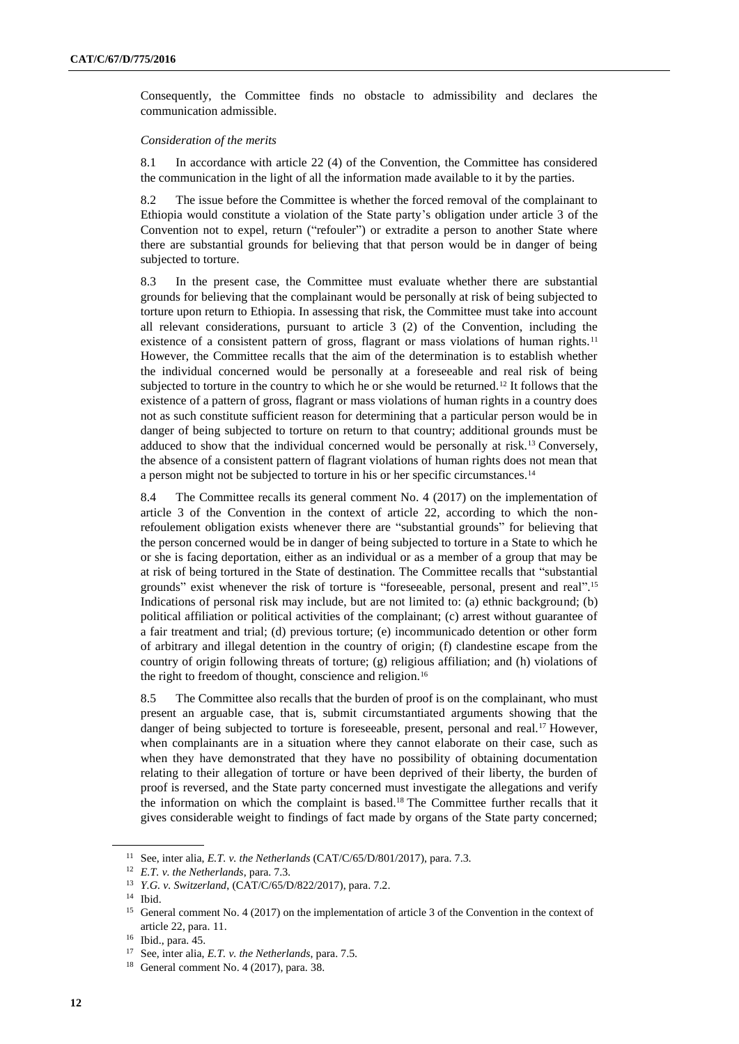Consequently, the Committee finds no obstacle to admissibility and declares the communication admissible.

*Consideration of the merits*

8.1 In accordance with article 22 (4) of the Convention, the Committee has considered the communication in the light of all the information made available to it by the parties.

8.2 The issue before the Committee is whether the forced removal of the complainant to Ethiopia would constitute a violation of the State party's obligation under article 3 of the Convention not to expel, return ("refouler") or extradite a person to another State where there are substantial grounds for believing that that person would be in danger of being subjected to torture.

8.3 In the present case, the Committee must evaluate whether there are substantial grounds for believing that the complainant would be personally at risk of being subjected to torture upon return to Ethiopia. In assessing that risk, the Committee must take into account all relevant considerations, pursuant to article 3 (2) of the Convention, including the existence of a consistent pattern of gross, flagrant or mass violations of human rights.[11] However, the Committee recalls that the aim of the determination is to establish whether the individual concerned would be personally at a foreseeable and real risk of being subjected to torture in the country to which he or she would be returned.[12] It follows that the existence of a pattern of gross, flagrant or mass violations of human rights in a country does not as such constitute sufficient reason for determining that a particular person would be in danger of being subjected to torture on return to that country; additional grounds must be adduced to show that the individual concerned would be personally at risk.[13] Conversely, the absence of a consistent pattern of flagrant violations of human rights does not mean that a person might not be subjected to torture in his or her specific circumstances.[14]

8.4 The Committee recalls its general comment No. 4 (2017) on the implementation of article 3 of the Convention in the context of article 22, according to which the non-refoulement obligation exists whenever there are "substantial grounds" for believing that the person concerned would be in danger of being subjected to torture in a State to which he or she is facing deportation, either as an individual or as a member of a group that may be at risk of being tortured in the State of destination. The Committee recalls that "substantial grounds" exist whenever the risk of torture is "foreseeable, personal, present and real".[15] Indications of personal risk may include, but are not limited to: (a) ethnic background; (b) political affiliation or political activities of the complainant; (c) arrest without guarantee of a fair treatment and trial; (d) previous torture; (e) incommunicado detention or other form of arbitrary and illegal detention in the country of origin; (f) clandestine escape from the country of origin following threats of torture; (g) religious affiliation; and (h) violations of the right to freedom of thought, conscience and religion.[16]

8.5 The Committee also recalls that the burden of proof is on the complainant, who must present an arguable case, that is, submit circumstantiated arguments showing that the danger of being subjected to torture is foreseeable, present, personal and real.[17] However, when complainants are in a situation where they cannot elaborate on their case, such as when they have demonstrated that they have no possibility of obtaining documentation relating to their allegation of torture or have been deprived of their liberty, the burden of proof is reversed, and the State party concerned must investigate the allegations and verify the information on which the complaint is based.[18] The Committee further recalls that it gives considerable weight to findings of fact made by organs of the State party concerned;

---

[11] See, inter alia, *E.T. v. the Netherlands* (CAT/C/65/D/801/2017), para. 7.3.

[12] *E.T. v. the Netherlands*, para. 7.3.

[13] *Y.G. v. Switzerland*, (CAT/C/65/D/822/2017), para. 7.2.

[14] Ibid.

[15] General comment No. 4 (2017) on the implementation of article 3 of the Convention in the context of article 22, para. 11.

[16] Ibid., para. 45.

[17] See, inter alia, *E.T. v. the Netherlands*, para. 7.5.

[18] General comment No. 4 (2017), para. 38.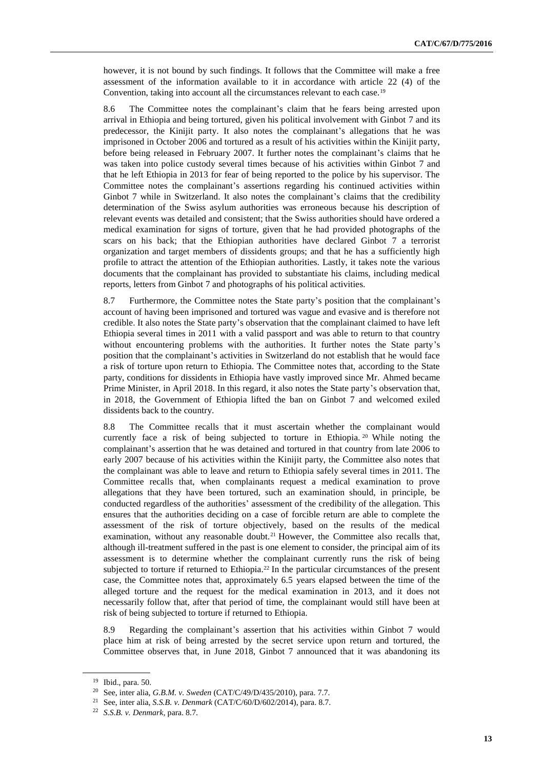however, it is not bound by such findings. It follows that the Committee will make a free assessment of the information available to it in accordance with article 22 (4) of the Convention, taking into account all the circumstances relevant to each case.[19]

8.6 The Committee notes the complainant's claim that he fears being arrested upon arrival in Ethiopia and being tortured, given his political involvement with Ginbot 7 and its predecessor, the Kinijit party. It also notes the complainant's allegations that he was imprisoned in October 2006 and tortured as a result of his activities within the Kinijit party, before being released in February 2007. It further notes the complainant's claims that he was taken into police custody several times because of his activities within Ginbot 7 and that he left Ethiopia in 2013 for fear of being reported to the police by his supervisor. The Committee notes the complainant's assertions regarding his continued activities within Ginbot 7 while in Switzerland. It also notes the complainant's claims that the credibility determination of the Swiss asylum authorities was erroneous because his description of relevant events was detailed and consistent; that the Swiss authorities should have ordered a medical examination for signs of torture, given that he had provided photographs of the scars on his back; that the Ethiopian authorities have declared Ginbot 7 a terrorist organization and target members of dissidents groups; and that he has a sufficiently high profile to attract the attention of the Ethiopian authorities. Lastly, it takes note the various documents that the complainant has provided to substantiate his claims, including medical reports, letters from Ginbot 7 and photographs of his political activities.

8.7 Furthermore, the Committee notes the State party's position that the complainant's account of having been imprisoned and tortured was vague and evasive and is therefore not credible. It also notes the State party's observation that the complainant claimed to have left Ethiopia several times in 2011 with a valid passport and was able to return to that country without encountering problems with the authorities. It further notes the State party's position that the complainant's activities in Switzerland do not establish that he would face a risk of torture upon return to Ethiopia. The Committee notes that, according to the State party, conditions for dissidents in Ethiopia have vastly improved since Mr. Ahmed became Prime Minister, in April 2018. In this regard, it also notes the State party's observation that, in 2018, the Government of Ethiopia lifted the ban on Ginbot 7 and welcomed exiled dissidents back to the country.

8.8 The Committee recalls that it must ascertain whether the complainant would currently face a risk of being subjected to torture in Ethiopia.[20] While noting the complainant's assertion that he was detained and tortured in that country from late 2006 to early 2007 because of his activities within the Kinijit party, the Committee also notes that the complainant was able to leave and return to Ethiopia safely several times in 2011. The Committee recalls that, when complainants request a medical examination to prove allegations that they have been tortured, such an examination should, in principle, be conducted regardless of the authorities' assessment of the credibility of the allegation. This ensures that the authorities deciding on a case of forcible return are able to complete the assessment of the risk of torture objectively, based on the results of the medical examination, without any reasonable doubt.[21] However, the Committee also recalls that, although ill-treatment suffered in the past is one element to consider, the principal aim of its assessment is to determine whether the complainant currently runs the risk of being subjected to torture if returned to Ethiopia.[22] In the particular circumstances of the present case, the Committee notes that, approximately 6.5 years elapsed between the time of the alleged torture and the request for the medical examination in 2013, and it does not necessarily follow that, after that period of time, the complainant would still have been at risk of being subjected to torture if returned to Ethiopia.

8.9 Regarding the complainant's assertion that his activities within Ginbot 7 would place him at risk of being arrested by the secret service upon return and tortured, the Committee observes that, in June 2018, Ginbot 7 announced that it was abandoning its

---

[19] Ibid., para. 50.

[20] See, inter alia, *G.B.M. v. Sweden* (CAT/C/49/D/435/2010), para. 7.7.

[21] See, inter alia, *S.S.B. v. Denmark* (CAT/C/60/D/602/2014), para. 8.7.

[22] *S.S.B. v. Denmark*, para. 8.7.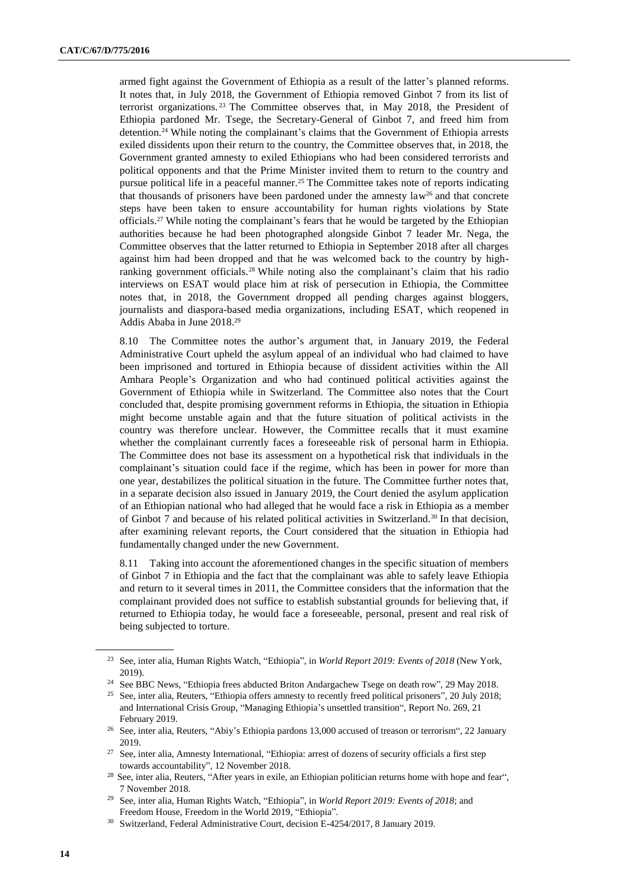armed fight against the Government of Ethiopia as a result of the latter's planned reforms. It notes that, in July 2018, the Government of Ethiopia removed Ginbot 7 from its list of terrorist organizations.[23] The Committee observes that, in May 2018, the President of Ethiopia pardoned Mr. Tsege, the Secretary-General of Ginbot 7, and freed him from detention.[24] While noting the complainant's claims that the Government of Ethiopia arrests exiled dissidents upon their return to the country, the Committee observes that, in 2018, the Government granted amnesty to exiled Ethiopians who had been considered terrorists and political opponents and that the Prime Minister invited them to return to the country and pursue political life in a peaceful manner.[25] The Committee takes note of reports indicating that thousands of prisoners have been pardoned under the amnesty law[26] and that concrete steps have been taken to ensure accountability for human rights violations by State officials.[27] While noting the complainant's fears that he would be targeted by the Ethiopian authorities because he had been photographed alongside Ginbot 7 leader Mr. Nega, the Committee observes that the latter returned to Ethiopia in September 2018 after all charges against him had been dropped and that he was welcomed back to the country by high-ranking government officials.[28] While noting also the complainant's claim that his radio interviews on ESAT would place him at risk of persecution in Ethiopia, the Committee notes that, in 2018, the Government dropped all pending charges against bloggers, journalists and diaspora-based media organizations, including ESAT, which reopened in Addis Ababa in June 2018.[29]

8.10 The Committee notes the author's argument that, in January 2019, the Federal Administrative Court upheld the asylum appeal of an individual who had claimed to have been imprisoned and tortured in Ethiopia because of dissident activities within the All Amhara People's Organization and who had continued political activities against the Government of Ethiopia while in Switzerland. The Committee also notes that the Court concluded that, despite promising government reforms in Ethiopia, the situation in Ethiopia might become unstable again and that the future situation of political activists in the country was therefore unclear. However, the Committee recalls that it must examine whether the complainant currently faces a foreseeable risk of personal harm in Ethiopia. The Committee does not base its assessment on a hypothetical risk that individuals in the complainant's situation could face if the regime, which has been in power for more than one year, destabilizes the political situation in the future. The Committee further notes that, in a separate decision also issued in January 2019, the Court denied the asylum application of an Ethiopian national who had alleged that he would face a risk in Ethiopia as a member of Ginbot 7 and because of his related political activities in Switzerland.[30] In that decision, after examining relevant reports, the Court considered that the situation in Ethiopia had fundamentally changed under the new Government.

8.11 Taking into account the aforementioned changes in the specific situation of members of Ginbot 7 in Ethiopia and the fact that the complainant was able to safely leave Ethiopia and return to it several times in 2011, the Committee considers that the information that the complainant provided does not suffice to establish substantial grounds for believing that, if returned to Ethiopia today, he would face a foreseeable, personal, present and real risk of being subjected to torture.

---

[23] See, inter alia, Human Rights Watch, "Ethiopia", in *World Report 2019: Events of 2018* (New York, 2019).

[24] See BBC News, "Ethiopia frees abducted Briton Andargachew Tsege on death row", 29 May 2018.

[25] See, inter alia, Reuters, "Ethiopia offers amnesty to recently freed political prisoners", 20 July 2018; and International Crisis Group, "Managing Ethiopia's unsettled transition", Report No. 269, 21 February 2019.

[26] See, inter alia, Reuters, "Abiy's Ethiopia pardons 13,000 accused of treason or terrorism", 22 January 2019.

[27] See, inter alia, Amnesty International, "Ethiopia: arrest of dozens of security officials a first step towards accountability", 12 November 2018.

[28] See, inter alia, Reuters, "After years in exile, an Ethiopian politician returns home with hope and fear", 7 November 2018.

[29] See, inter alia, Human Rights Watch, "Ethiopia", in *World Report 2019: Events of 2018*; and Freedom House, Freedom in the World 2019, "Ethiopia".

[30] Switzerland, Federal Administrative Court, decision E-4254/2017, 8 January 2019.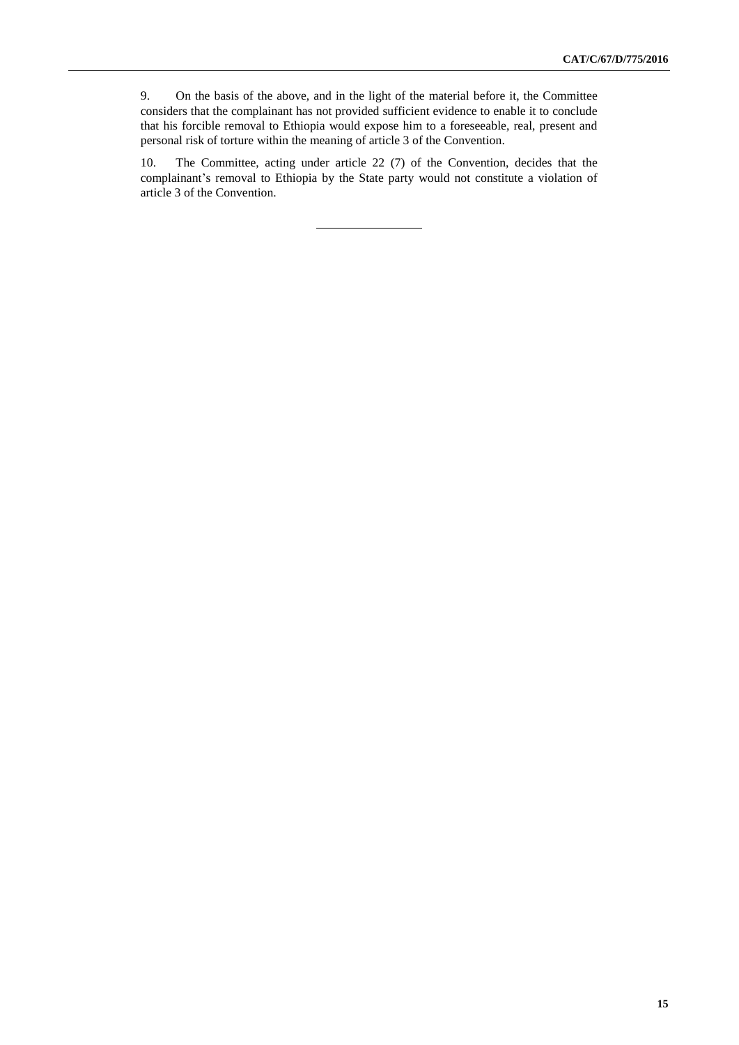9. On the basis of the above, and in the light of the material before it, the Committee considers that the complainant has not provided sufficient evidence to enable it to conclude that his forcible removal to Ethiopia would expose him to a foreseeable, real, present and personal risk of torture within the meaning of article 3 of the Convention.

10. The Committee, acting under article 22 (7) of the Convention, decides that the complainant's removal to Ethiopia by the State party would not constitute a violation of article 3 of the Convention.